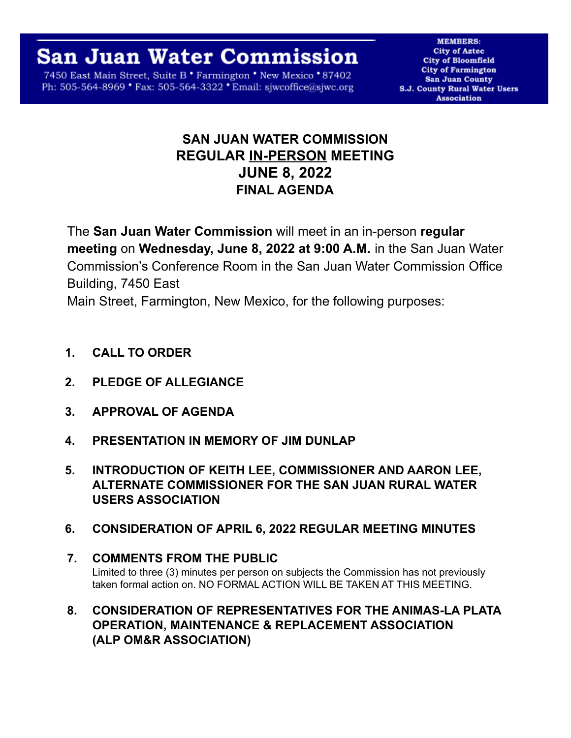# San Juan Water Commission

7450 East Main Street, Suite B • Farmington • New Mexico • 87402
Ph: 505-564-8969 • Fax: 505-564-3322 • Email: sjwcoffice@sjwc.org

**MEMBERS:**
City of Aztec
City of Bloomfield
City of Farmington
San Juan County
S.J. County Rural Water Users Association

## SAN JUAN WATER COMMISSION
## REGULAR IN-PERSON MEETING
## JUNE 8, 2022
## FINAL AGENDA

The **San Juan Water Commission** will meet in an in-person **regular meeting** on **Wednesday, June 8, 2022 at 9:00 A.M.** in the San Juan Water Commission's Conference Room in the San Juan Water Commission Office Building, 7450 East Main Street, Farmington, New Mexico, for the following purposes:

1. **CALL TO ORDER**
2. **PLEDGE OF ALLEGIANCE**
3. **APPROVAL OF AGENDA**
4. **PRESENTATION IN MEMORY OF JIM DUNLAP**
5. **INTRODUCTION OF KEITH LEE, COMMISSIONER AND AARON LEE, ALTERNATE COMMISSIONER FOR THE SAN JUAN RURAL WATER USERS ASSOCIATION**
6. **CONSIDERATION OF APRIL 6, 2022 REGULAR MEETING MINUTES**
7. **COMMENTS FROM THE PUBLIC**
   Limited to three (3) minutes per person on subjects the Commission has not previously taken formal action on. NO FORMAL ACTION WILL BE TAKEN AT THIS MEETING.
8. **CONSIDERATION OF REPRESENTATIVES FOR THE ANIMAS-LA PLATA OPERATION, MAINTENANCE & REPLACEMENT ASSOCIATION (ALP OM&R ASSOCIATION)**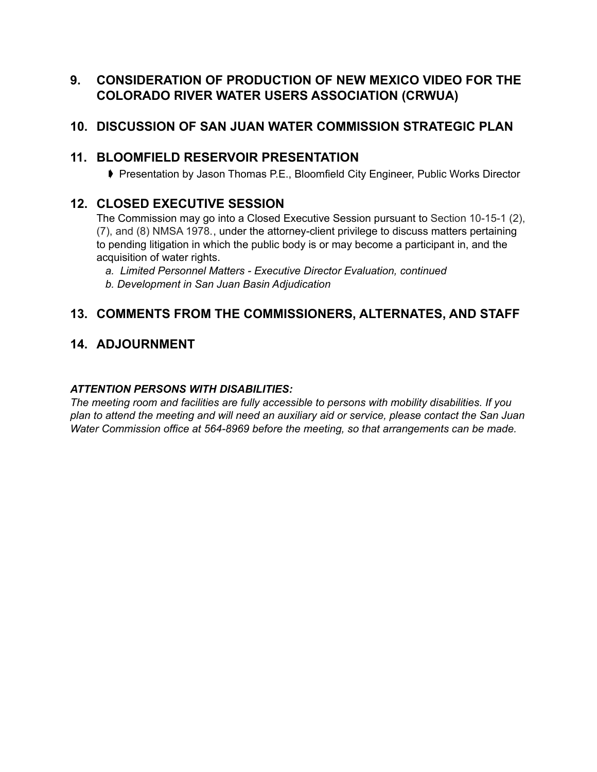## 9. CONSIDERATION OF PRODUCTION OF NEW MEXICO VIDEO FOR THE COLORADO RIVER WATER USERS ASSOCIATION (CRWUA)

## 10. DISCUSSION OF SAN JUAN WATER COMMISSION STRATEGIC PLAN

## 11. BLOOMFIELD RESERVOIR PRESENTATION

- Presentation by Jason Thomas P.E., Bloomfield City Engineer, Public Works Director

## 12. CLOSED EXECUTIVE SESSION

The Commission may go into a Closed Executive Session pursuant to Section 10-15-1 (2), (7), and (8) NMSA 1978., under the attorney-client privilege to discuss matters pertaining to pending litigation in which the public body is or may become a participant in, and the acquisition of water rights.

*a. Limited Personnel Matters - Executive Director Evaluation, continued*
*b. Development in San Juan Basin Adjudication*

## 13. COMMENTS FROM THE COMMISSIONERS, ALTERNATES, AND STAFF

## 14. ADJOURNMENT

***ATTENTION PERSONS WITH DISABILITIES:***
*The meeting room and facilities are fully accessible to persons with mobility disabilities. If you plan to attend the meeting and will need an auxiliary aid or service, please contact the San Juan Water Commission office at 564-8969 before the meeting, so that arrangements can be made.*